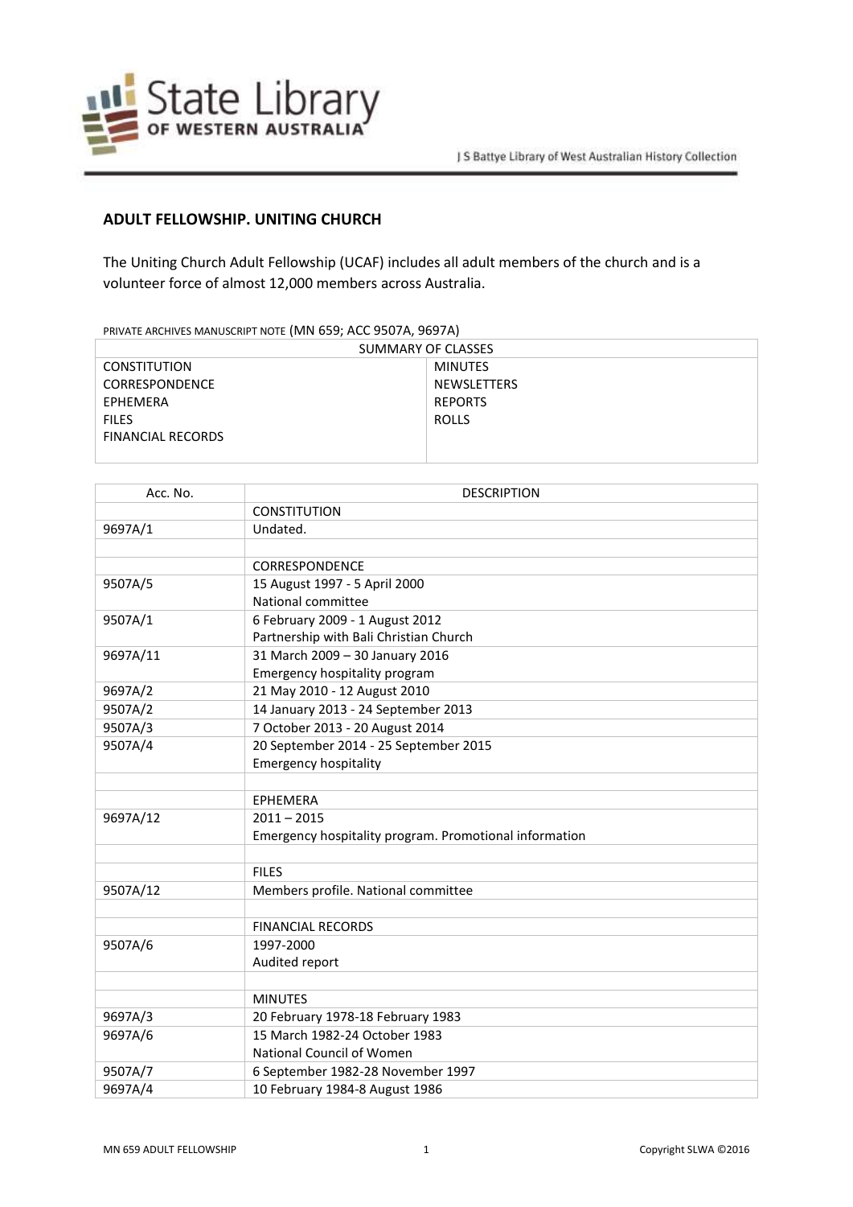# ADULT FELLOWSHIP. UNITING CHURCH

The Uniting Church Adult Fellowship (UCAF) includes all adult members of the church and is a volunteer force of almost 12,000 members across Australia.

PRIVATE ARCHIVES MANUSCRIPT NOTE (MN 659; ACC 9507A, 9697A)

| SUMMARY OF CLASSES | |
|---|---|
| CONSTITUTION | MINUTES |
| CORRESPONDENCE | NEWSLETTERS |
| EPHEMERA | REPORTS |
| FILES | ROLLS |
| FINANCIAL RECORDS | |

| Acc. No. | DESCRIPTION |
|---|---|
| | CONSTITUTION |
| 9697A/1 | Undated. |
| | |
| | CORRESPONDENCE |
| 9507A/5 | 15 August 1997 - 5 April 2000<br>National committee |
| 9507A/1 | 6 February 2009 - 1 August 2012<br>Partnership with Bali Christian Church |
| 9697A/11 | 31 March 2009 – 30 January 2016<br>Emergency hospitality program |
| 9697A/2 | 21 May 2010 - 12 August 2010 |
| 9507A/2 | 14 January 2013 - 24 September 2013 |
| 9507A/3 | 7 October 2013 - 20 August 2014 |
| 9507A/4 | 20 September 2014 - 25 September 2015<br>Emergency hospitality |
| | |
| | EPHEMERA |
| 9697A/12 | 2011 – 2015<br>Emergency hospitality program. Promotional information |
| | |
| | FILES |
| 9507A/12 | Members profile. National committee |
| | |
| | FINANCIAL RECORDS |
| 9507A/6 | 1997-2000<br>Audited report |
| | |
| | MINUTES |
| 9697A/3 | 20 February 1978-18 February 1983 |
| 9697A/6 | 15 March 1982-24 October 1983<br>National Council of Women |
| 9507A/7 | 6 September 1982-28 November 1997 |
| 9697A/4 | 10 February 1984-8 August 1986 |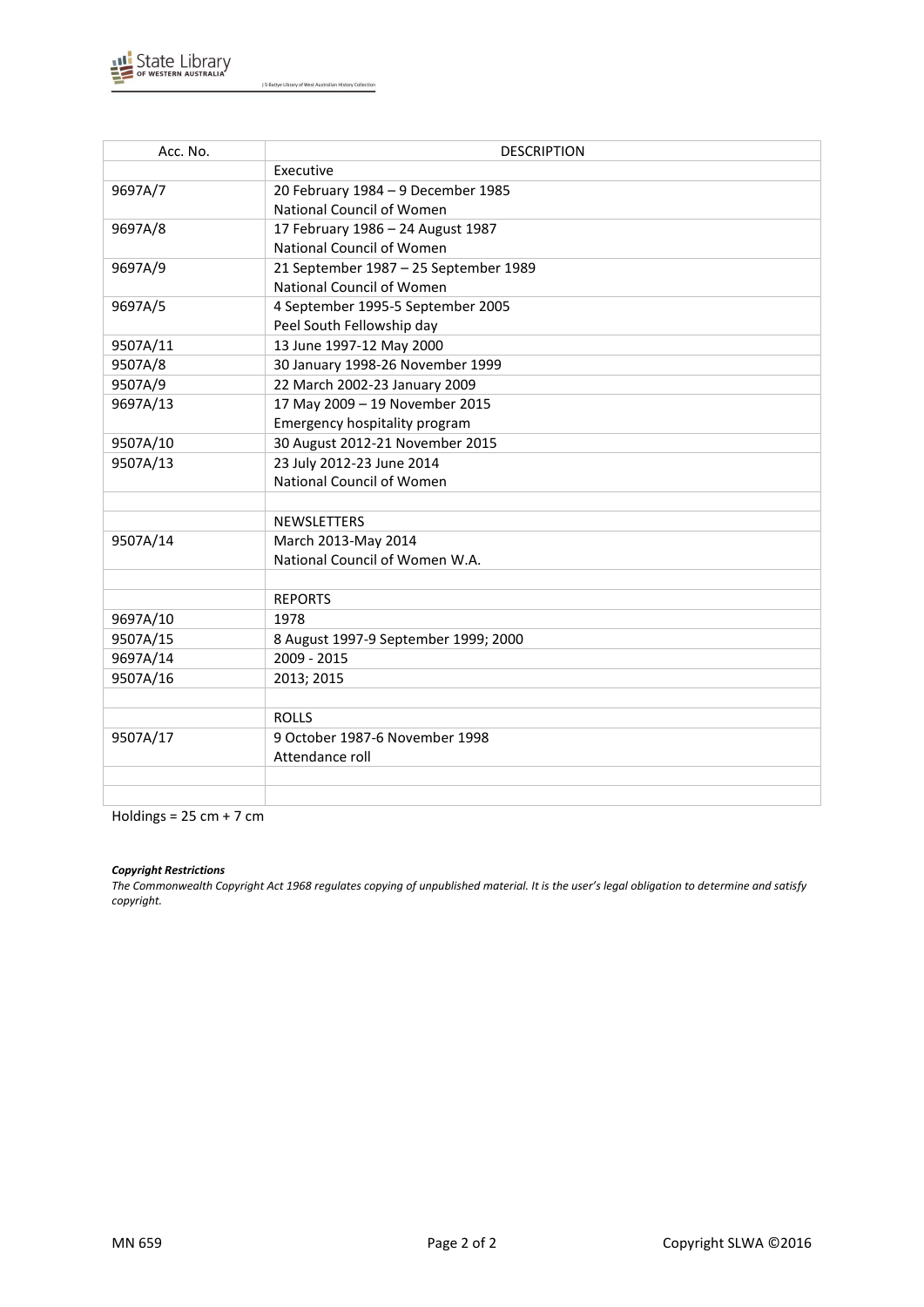| Acc. No. | DESCRIPTION |
|---|---|
| | Executive |
| 9697A/7 | 20 February 1984 – 9 December 1985<br>National Council of Women |
| 9697A/8 | 17 February 1986 – 24 August 1987<br>National Council of Women |
| 9697A/9 | 21 September 1987 – 25 September 1989<br>National Council of Women |
| 9697A/5 | 4 September 1995-5 September 2005<br>Peel South Fellowship day |
| 9507A/11 | 13 June 1997-12 May 2000 |
| 9507A/8 | 30 January 1998-26 November 1999 |
| 9507A/9 | 22 March 2002-23 January 2009 |
| 9697A/13 | 17 May 2009 – 19 November 2015<br>Emergency hospitality program |
| 9507A/10 | 30 August 2012-21 November 2015 |
| 9507A/13 | 23 July 2012-23 June 2014<br>National Council of Women |
| | |
| | NEWSLETTERS |
| 9507A/14 | March 2013-May 2014<br>National Council of Women W.A. |
| | |
| | REPORTS |
| 9697A/10 | 1978 |
| 9507A/15 | 8 August 1997-9 September 1999; 2000 |
| 9697A/14 | 2009 - 2015 |
| 9507A/16 | 2013; 2015 |
| | |
| | ROLLS |
| 9507A/17 | 9 October 1987-6 November 1998<br>Attendance roll |
| | |
| | |

Holdings = 25 cm + 7 cm

***Copyright Restrictions***

*The Commonwealth Copyright Act 1968 regulates copying of unpublished material. It is the user's legal obligation to determine and satisfy copyright.*